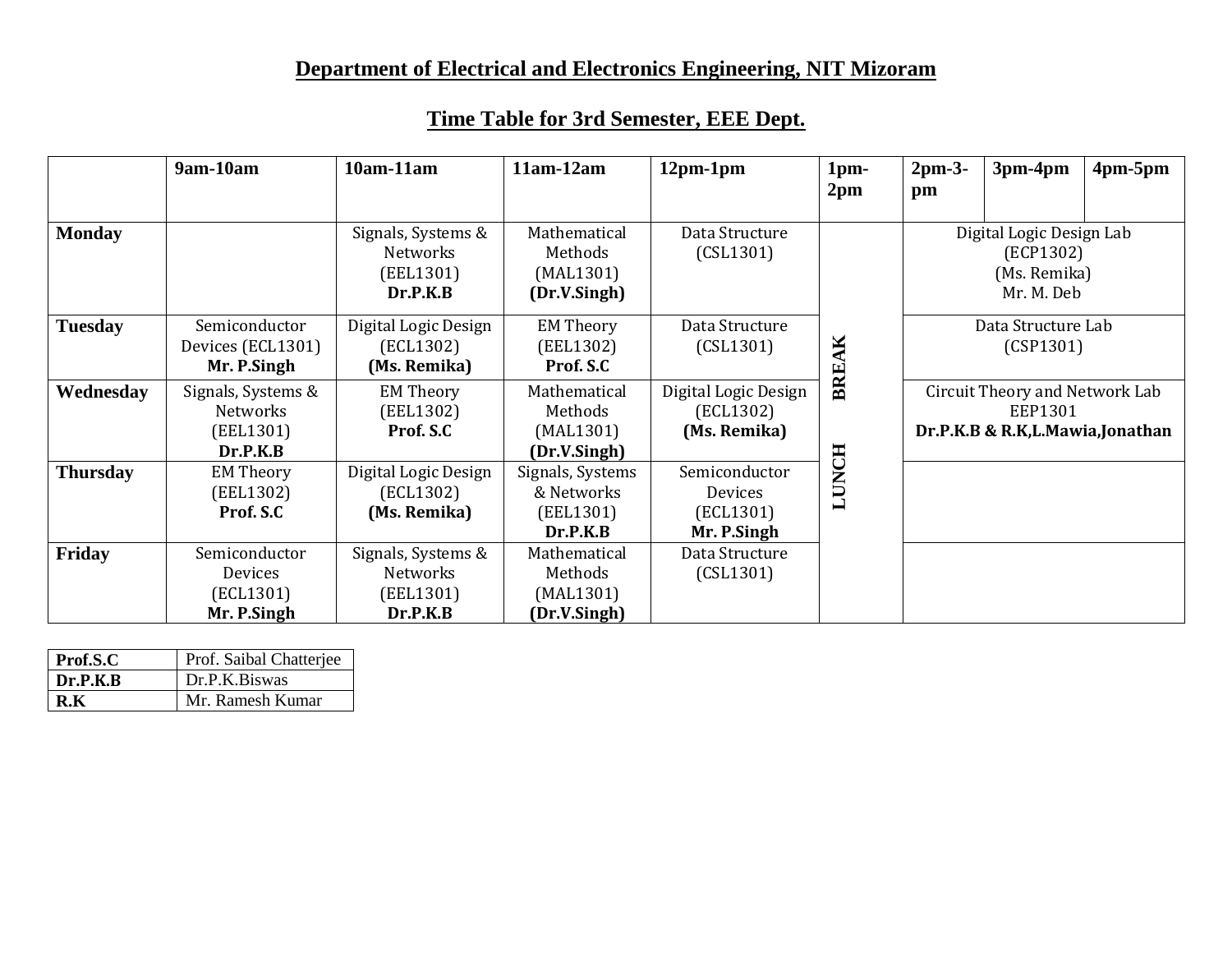## Department of Electrical and Electronics Engineering, NIT Mizoram

## Time Table for 3rd Semester, EEE Dept.

| | 9am-10am | 10am-11am | 11am-12am | 12pm-1pm | 1pm-2pm | 2pm-3-pm | 3pm-4pm | 4pm-5pm |
|---|---|---|---|---|---|---|---|---|
| **Monday** | | Signals, Systems & Networks (EEL1301) **Dr.P.K.B** | Mathematical Methods (MAL1301) **(Dr.V.Singh)** | Data Structure (CSL1301) | **LUNCH BREAK** | Digital Logic Design Lab (ECP1302) (Ms. Remika) Mr. M. Deb | | |
| **Tuesday** | Semiconductor Devices (ECL1301) **Mr. P.Singh** | Digital Logic Design (ECL1302) **(Ms. Remika)** | EM Theory (EEL1302) **Prof. S.C** | Data Structure (CSL1301) | | Data Structure Lab (CSP1301) | | |
| **Wednesday** | Signals, Systems & Networks (EEL1301) **Dr.P.K.B** | EM Theory (EEL1302) **Prof. S.C** | Mathematical Methods (MAL1301) **(Dr.V.Singh)** | Digital Logic Design (ECL1302) **(Ms. Remika)** | | Circuit Theory and Network Lab EEP1301 **Dr.P.K.B & R.K,L.Mawia,Jonathan** | | |
| **Thursday** | EM Theory (EEL1302) **Prof. S.C** | Digital Logic Design (ECL1302) **(Ms. Remika)** | Signals, Systems & Networks (EEL1301) **Dr.P.K.B** | Semiconductor Devices (ECL1301) **Mr. P.Singh** | | | | |
| **Friday** | Semiconductor Devices (ECL1301) **Mr. P.Singh** | Signals, Systems & Networks (EEL1301) **Dr.P.K.B** | Mathematical Methods (MAL1301) **(Dr.V.Singh)** | Data Structure (CSL1301) | | | | |

| | |
|---|---|
| **Prof.S.C** | Prof. Saibal Chatterjee |
| **Dr.P.K.B** | Dr.P.K.Biswas |
| **R.K** | Mr. Ramesh Kumar |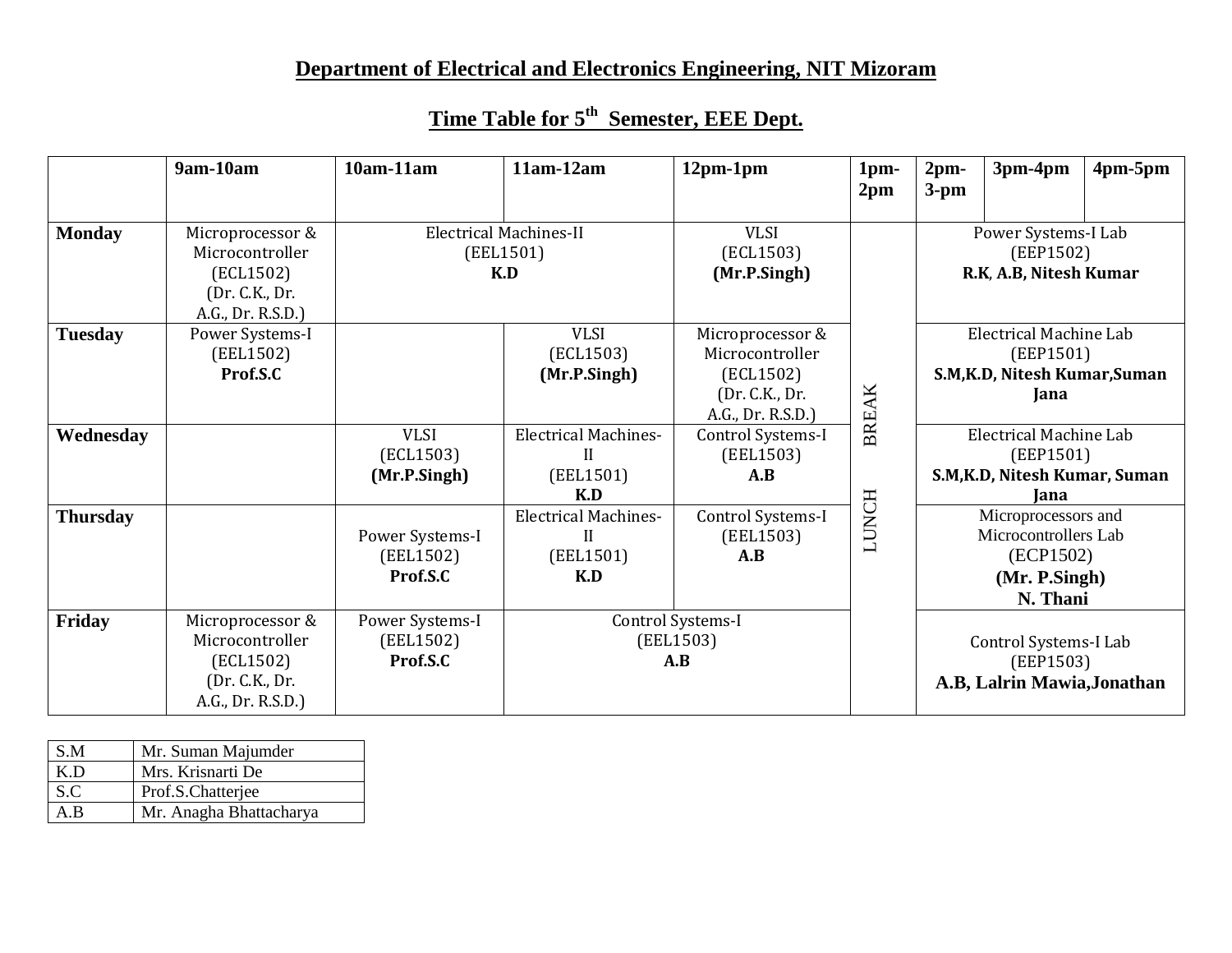**Department of Electrical and Electronics Engineering, NIT Mizoram**

**Time Table for 5th Semester, EEE Dept.**

| | 9am-10am | 10am-11am | 11am-12am | 12pm-1pm | 1pm-2pm | 2pm-3-pm | 3pm-4pm | 4pm-5pm |
|---|---|---|---|---|---|---|---|---|
| **Monday** | Microprocessor & Microcontroller (ECL1502) (Dr. C.K., Dr. A.G., Dr. R.S.D.) | Electrical Machines-II (EEL1501) **K.D** | | VLSI (ECL1503) **(Mr.P.Singh)** | LUNCH BREAK | Power Systems-I Lab (EEP1502) **R.K, A.B, Nitesh Kumar** | | |
| **Tuesday** | Power Systems-I (EEL1502) **Prof.S.C** | | VLSI (ECL1503) **(Mr.P.Singh)** | Microprocessor & Microcontroller (ECL1502) (Dr. C.K., Dr. A.G., Dr. R.S.D.) | | Electrical Machine Lab (EEP1501) **S.M,K.D, Nitesh Kumar,Suman Jana** | | |
| **Wednesday** | | VLSI (ECL1503) **(Mr.P.Singh)** | Electrical Machines-II (EEL1501) **K.D** | Control Systems-I (EEL1503) **A.B** | | Electrical Machine Lab (EEP1501) **S.M,K.D, Nitesh Kumar, Suman Jana** | | |
| **Thursday** | | Power Systems-I (EEL1502) **Prof.S.C** | Electrical Machines-II (EEL1501) **K.D** | Control Systems-I (EEL1503) **A.B** | | Microprocessors and Microcontrollers Lab (ECP1502) **(Mr. P.Singh) N. Thani** | | |
| **Friday** | Microprocessor & Microcontroller (ECL1502) (Dr. C.K., Dr. A.G., Dr. R.S.D.) | Power Systems-I (EEL1502) **Prof.S.C** | Control Systems-I (EEL1503) **A.B** | | | Control Systems-I Lab (EEP1503) **A.B, Lalrin Mawia,Jonathan** | | |

| | |
|---|---|
| S.M | Mr. Suman Majumder |
| K.D | Mrs. Krisnarti De |
| S.C | Prof.S.Chatterjee |
| A.B | Mr. Anagha Bhattacharya |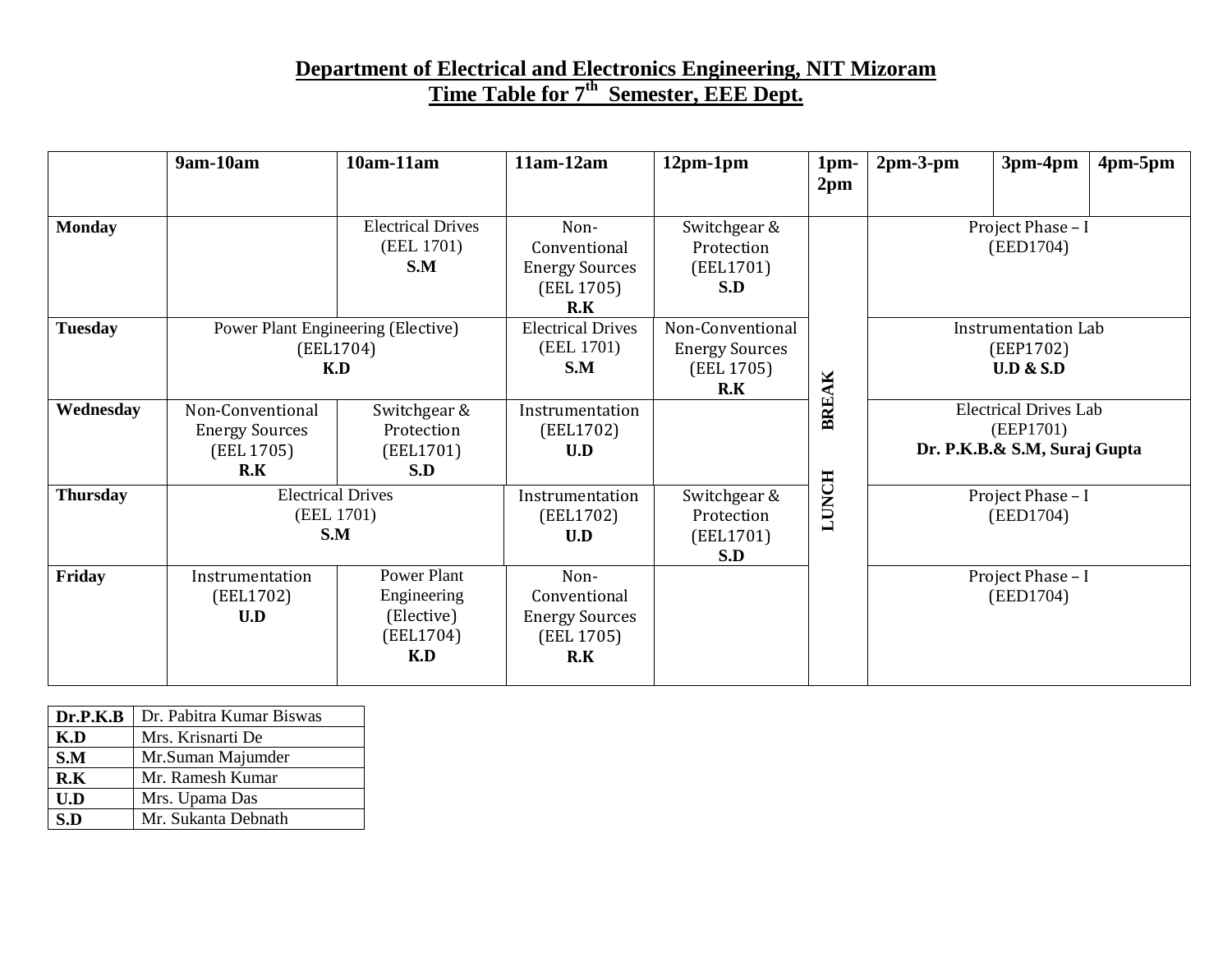# Department of Electrical and Electronics Engineering, NIT Mizoram

## Time Table for 7th Semester, EEE Dept.

| | 9am-10am | 10am-11am | 11am-12am | 12pm-1pm | 1pm-2pm | 2pm-3-pm | 3pm-4pm | 4pm-5pm |
|---|---|---|---|---|---|---|---|---|
| **Monday** | | Electrical Drives (EEL 1701) **S.M** | Non-Conventional Energy Sources (EEL 1705) **R.K** | Switchgear & Protection (EEL1701) **S.D** | **LUNCH BREAK** | Project Phase – I (EED1704) | | |
| **Tuesday** | Power Plant Engineering (Elective) (EEL1704) **K.D** | | Electrical Drives (EEL 1701) **S.M** | Non-Conventional Energy Sources (EEL 1705) **R.K** | | Instrumentation Lab (EEP1702) **U.D & S.D** | | |
| **Wednesday** | Non-Conventional Energy Sources (EEL 1705) **R.K** | Switchgear & Protection (EEL1701) **S.D** | Instrumentation (EEL1702) **U.D** | | | Electrical Drives Lab (EEP1701) **Dr. P.K.B.& S.M, Suraj Gupta** | | |
| **Thursday** | Electrical Drives (EEL 1701) **S.M** | | Instrumentation (EEL1702) **U.D** | Switchgear & Protection (EEL1701) **S.D** | | Project Phase – I (EED1704) | | |
| **Friday** | Instrumentation (EEL1702) **U.D** | Power Plant Engineering (Elective) (EEL1704) **K.D** | Non-Conventional Energy Sources (EEL 1705) **R.K** | | | Project Phase – I (EED1704) | | |

| | |
|---|---|
| **Dr.P.K.B** | Dr. Pabitra Kumar Biswas |
| **K.D** | Mrs. Krisnarti De |
| **S.M** | Mr.Suman Majumder |
| **R.K** | Mr. Ramesh Kumar |
| **U.D** | Mrs. Upama Das |
| **S.D** | Mr. Sukanta Debnath |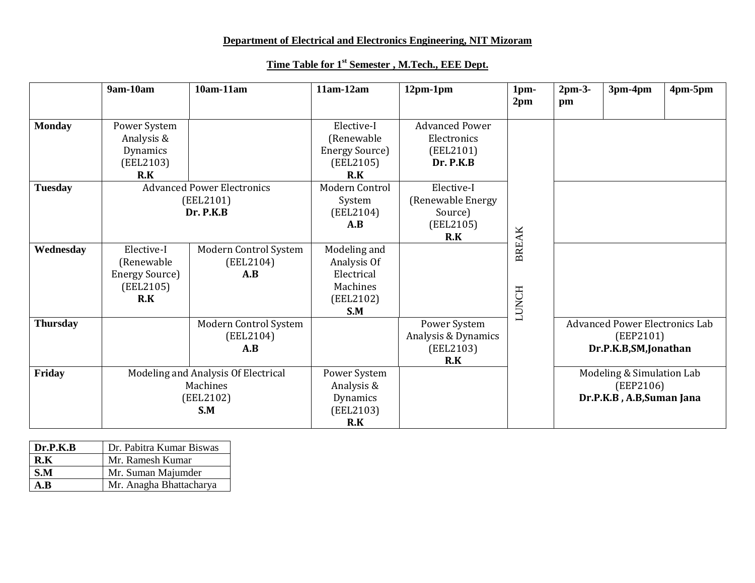**Department of Electrical and Electronics Engineering, NIT Mizoram**

**Time Table for 1st Semester , M.Tech., EEE Dept.**

| | 9am-10am | 10am-11am | 11am-12am | 12pm-1pm | 1pm-2pm | 2pm-3-pm | 3pm-4pm | 4pm-5pm |
|---|---|---|---|---|---|---|---|---|
| **Monday** | Power System Analysis & Dynamics (EEL2103) **R.K** | | Elective-I (Renewable Energy Source) (EEL2105) **R.K** | Advanced Power Electronics (EEL2101) **Dr. P.K.B** | LUNCH BREAK | | | |
| **Tuesday** | Advanced Power Electronics (EEL2101) **Dr. P.K.B** | | Modern Control System (EEL2104) **A.B** | Elective-I (Renewable Energy Source) (EEL2105) **R.K** | | | | |
| **Wednesday** | Elective-I (Renewable Energy Source) (EEL2105) **R.K** | Modern Control System (EEL2104) **A.B** | Modeling and Analysis Of Electrical Machines (EEL2102) **S.M** | | | | | |
| **Thursday** | | Modern Control System (EEL2104) **A.B** | | Power System Analysis & Dynamics (EEL2103) **R.K** | | Advanced Power Electronics Lab (EEP2101) **Dr.P.K.B,SM,Jonathan** | | |
| **Friday** | Modeling and Analysis Of Electrical Machines (EEL2102) **S.M** | | Power System Analysis & Dynamics (EEL2103) **R.K** | | | Modeling & Simulation Lab (EEP2106) **Dr.P.K.B , A.B,Suman Jana** | | |

| | |
|---|---|
| **Dr.P.K.B** | Dr. Pabitra Kumar Biswas |
| **R.K** | Mr. Ramesh Kumar |
| **S.M** | Mr. Suman Majumder |
| **A.B** | Mr. Anagha Bhattacharya |